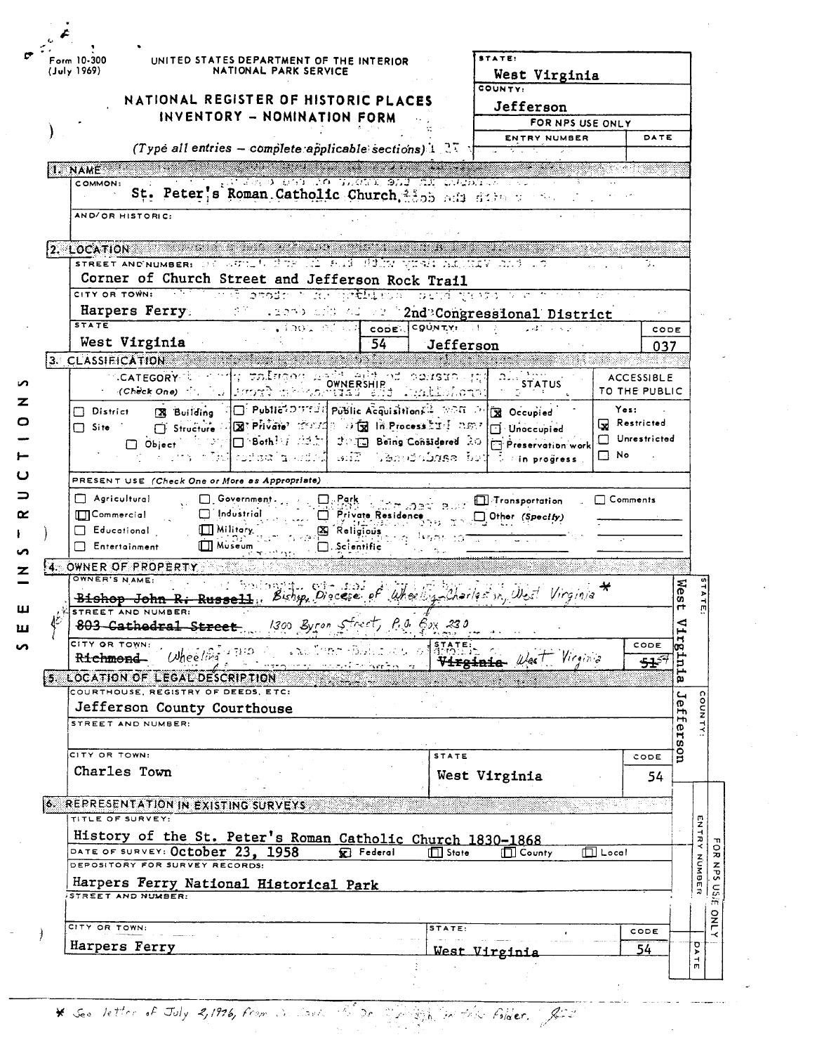Form 10-300
(July 1969)

UNITED STATES DEPARTMENT OF THE INTERIOR
NATIONAL PARK SERVICE

# NATIONAL REGISTER OF HISTORIC PLACES INVENTORY - NOMINATION FORM

*(Type all entries – complete applicable sections)*

| STATE: | West Virginia |
|---|---|
| COUNTY: | Jefferson |
| FOR NPS USE ONLY | |
| ENTRY NUMBER | DATE |

SEE INSTRUCTIONS

## 1. NAME

COMMON: St. Peter's Roman Catholic Church

AND/OR HISTORIC:

## 2. LOCATION

STREET AND NUMBER: Corner of Church Street and Jefferson Rock Trail

CITY OR TOWN: Harpers Ferry — 2nd Congressional District

| STATE | CODE | COUNTY: | CODE |
|---|---|---|---|
| West Virginia | 54 | Jefferson | 037 |

## 3. CLASSIFICATION

| CATEGORY (Check One) | OWNERSHIP | STATUS | ACCESSIBLE TO THE PUBLIC |
|---|---|---|---|
| ☐ District ☒ Building ☐ Site ☐ Structure ☐ Object | ☐ Public ☒ Private ☐ Both; Public Acquisition: ☒ In Process ☐ Being Considered | ☒ Occupied ☐ Unoccupied ☐ Preservation work in progress | Yes: ☒ Restricted ☐ Unrestricted ☐ No |

PRESENT USE (Check One or More as Appropriate)

| | | | | |
|---|---|---|---|---|
| ☐ Agricultural | ☐ Government | ☐ Park | ☐ Transportation | ☐ Comments |
| ☐ Commercial | ☐ Industrial | ☐ Private Residence | ☐ Other (Specify) | |
| ☐ Educational | ☐ Military | ☒ Religious | | |
| ☐ Entertainment | ☐ Museum | ☐ Scientific | | |

## 4. OWNER OF PROPERTY

OWNER'S NAME: ~~Bishop John R. Russell~~ Bishop, Diocese of Wheeling-Charleston, West Virginia *

STREET AND NUMBER: ~~803 Cathedral Street~~ 1300 Byron Street, P.O. Box 230

| CITY OR TOWN: | STATE: | CODE |
|---|---|---|
| ~~Richmond~~ Wheeling | ~~Virginia~~ West Virginia | ~~51~~ 54 |

STATE: West Virginia
COUNTY: Jefferson

## 5. LOCATION OF LEGAL DESCRIPTION

COURTHOUSE, REGISTRY OF DEEDS, ETC: Jefferson County Courthouse

STREET AND NUMBER:

| CITY OR TOWN: | STATE | CODE |
|---|---|---|
| Charles Town | West Virginia | 54 |

## 6. REPRESENTATION IN EXISTING SURVEYS

TITLE OF SURVEY: History of the St. Peter's Roman Catholic Church 1830-1868

DATE OF SURVEY: October 23, 1958 — ☒ Federal ☐ State ☐ County ☐ Local

DEPOSITORY FOR SURVEY RECORDS: Harpers Ferry National Historical Park

STREET AND NUMBER:

| CITY OR TOWN: | STATE: | CODE |
|---|---|---|
| Harpers Ferry | West Virginia | 54 |

FOR NPS USE ONLY — ENTRY NUMBER — DATE

\* See letter of July 2, 1976, from [illegible] in this folder.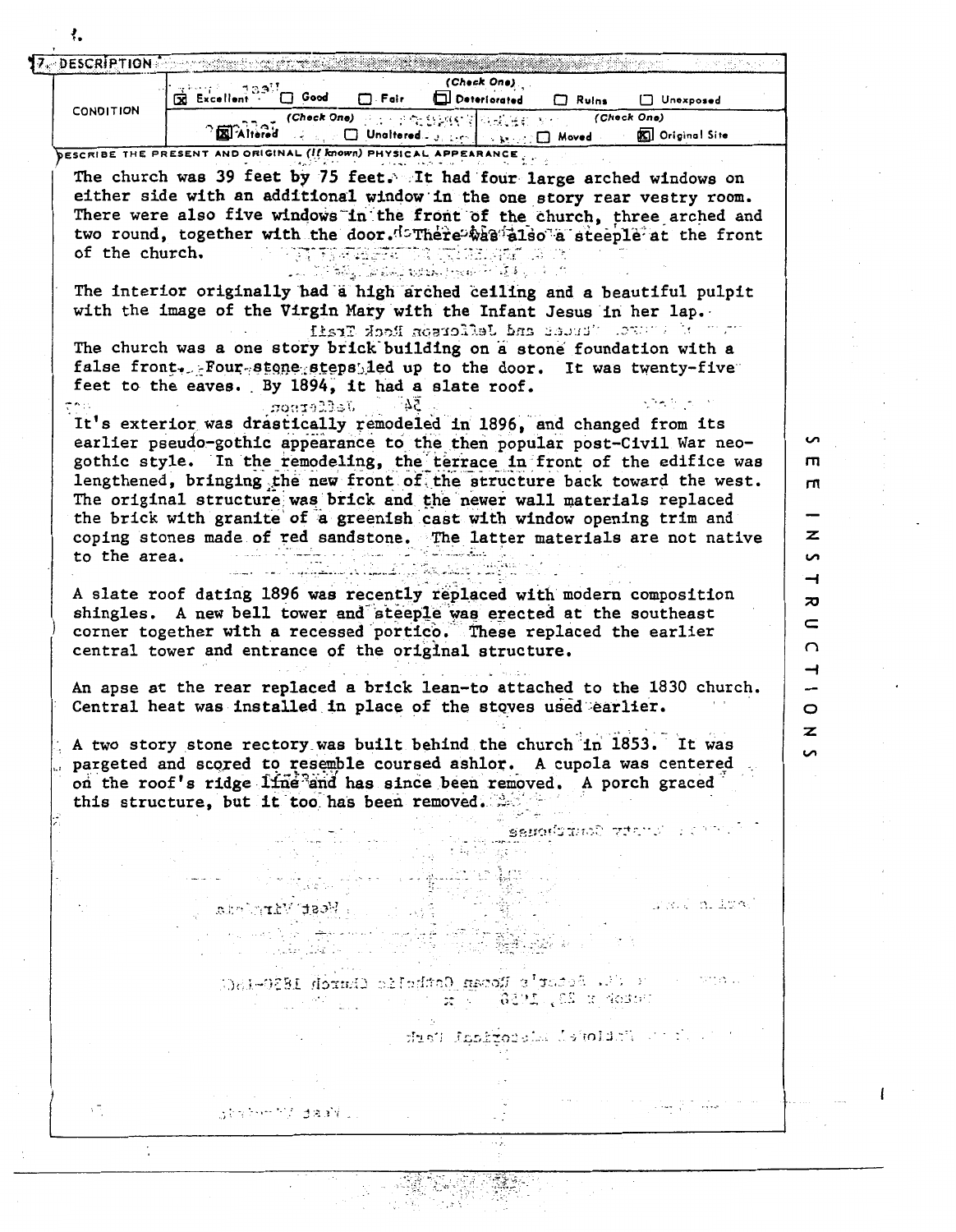## 7. DESCRIPTION

| CONDITION | (Check One) | | | | | |
|---|---|---|---|---|---|---|
| | [x] Excellent | [ ] Good | [ ] Fair | [ ] Deteriorated | [ ] Ruins | [ ] Unexposed |
| | (Check One) | | | (Check One) | | |
| | [x] Altered | [ ] Unaltered | | [ ] Moved | [x] Original Site | |

DESCRIBE THE PRESENT AND ORIGINAL (If known) PHYSICAL APPEARANCE

The church was 39 feet by 75 feet. It had four large arched windows on either side with an additional window in the one story rear vestry room. There were also five windows in the front of the church, three arched and two round, together with the door. There was also a steeple at the front of the church.

The interior originally had a high arched ceiling and a beautiful pulpit with the image of the Virgin Mary with the Infant Jesus in her lap.

The church was a one story brick building on a stone foundation with a false front. Four stone steps led up to the door. It was twenty-five feet to the eaves. By 1894, it had a slate roof.

It's exterior was drastically remodeled in 1896, and changed from its earlier pseudo-gothic appearance to the then popular post-Civil War neo-gothic style. In the remodeling, the terrace in front of the edifice was lengthened, bringing the new front of the structure back toward the west. The original structure was brick and the newer wall materials replaced the brick with granite of a greenish cast with window opening trim and coping stones made of red sandstone. The latter materials are not native to the area.

A slate roof dating 1896 was recently replaced with modern composition shingles. A new bell tower and steeple was erected at the southeast corner together with a recessed portico. These replaced the earlier central tower and entrance of the original structure.

An apse at the rear replaced a brick lean-to attached to the 1830 church. Central heat was installed in place of the stoves used earlier.

A two story stone rectory was built behind the church in 1853. It was pargeted and scored to resemble coursed ashlor. A cupola was centered on the roof's ridge line and has since been removed. A porch graced this structure, but it too has been removed.

SEE INSTRUCTIONS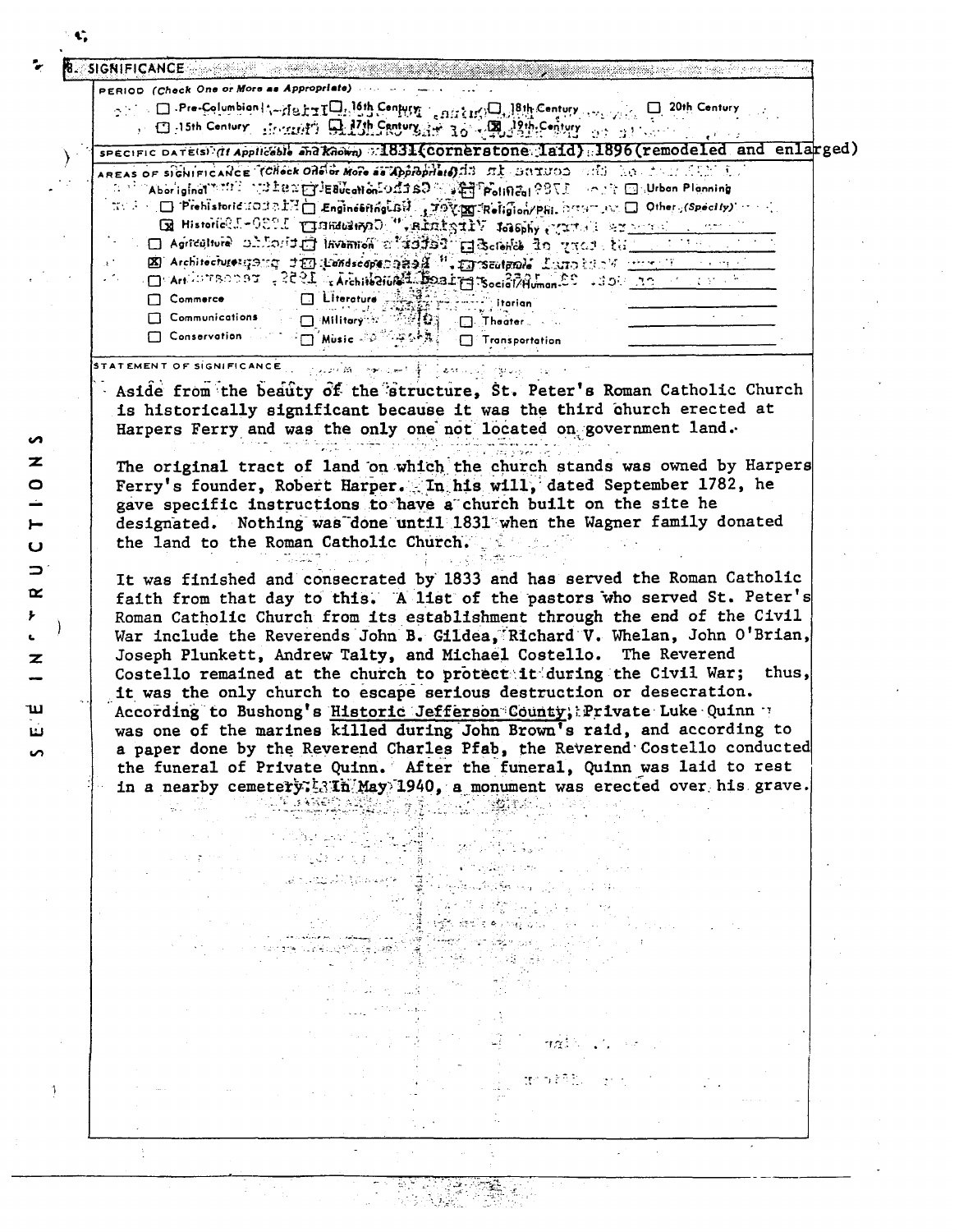## 8. SIGNIFICANCE

**PERIOD** (Check One or More as Appropriate)

- ☐ Pre-Columbian
- ☐ 15th Century
- ☐ 16th Century
- ☐ 17th Century
- ☐ 18th Century
- ☒ 19th Century
- ☐ 20th Century

**SPECIFIC DATE(S)** (If Applicable and Known) 1831(cornerstone laid) 1896(remodeled and enlarged)

**AREAS OF SIGNIFICANCE** (Check One or More as Appropriate)

- ☐ Aboriginal
- ☐ Prehistoric
- ☒ Historic
- ☐ Agriculture
- ☒ Architecture
- ☐ Art
- ☐ Commerce
- ☐ Communications
- ☐ Conservation
- ☐ Education
- ☐ Engineering
- ☐ Industry
- ☐ Invention
- ☐ Landscape Architecture
- ☐ Literature
- ☐ Military
- ☐ Music
- ☐ Political
- ☒ Religion/Phi.
- ☐ Science
- ☐ Sculpture
- ☐ Social/Humanitarian
- ☐ Theater
- ☐ Transportation
- ☐ Urban Planning
- ☐ Other (Specify)

**STATEMENT OF SIGNIFICANCE**

Aside from the beauty of the structure, St. Peter's Roman Catholic Church is historically significant because it was the third church erected at Harpers Ferry and was the only one not located on government land.

The original tract of land on which the church stands was owned by Harpers Ferry's founder, Robert Harper. In his will, dated September 1782, he gave specific instructions to have a church built on the site he designated. Nothing was done until 1831 when the Wagner family donated the land to the Roman Catholic Church.

It was finished and consecrated by 1833 and has served the Roman Catholic faith from that day to this. A list of the pastors who served St. Peter's Roman Catholic Church from its establishment through the end of the Civil War include the Reverends John B. Gildea, Richard V. Whelan, John O'Brian, Joseph Plunkett, Andrew Talty, and Michael Costello. The Reverend Costello remained at the church to protect it during the Civil War; thus, it was the only church to escape serious destruction or desecration. According to Bushong's Historic Jefferson County, Private Luke Quinn was one of the marines killed during John Brown's raid, and according to a paper done by the Reverend Charles Pfab, the Reverend Costello conducted the funeral of Private Quinn. After the funeral, Quinn was laid to rest in a nearby cemetery. In May 1940, a monument was erected over his grave.

SEE INSTRUCTIONS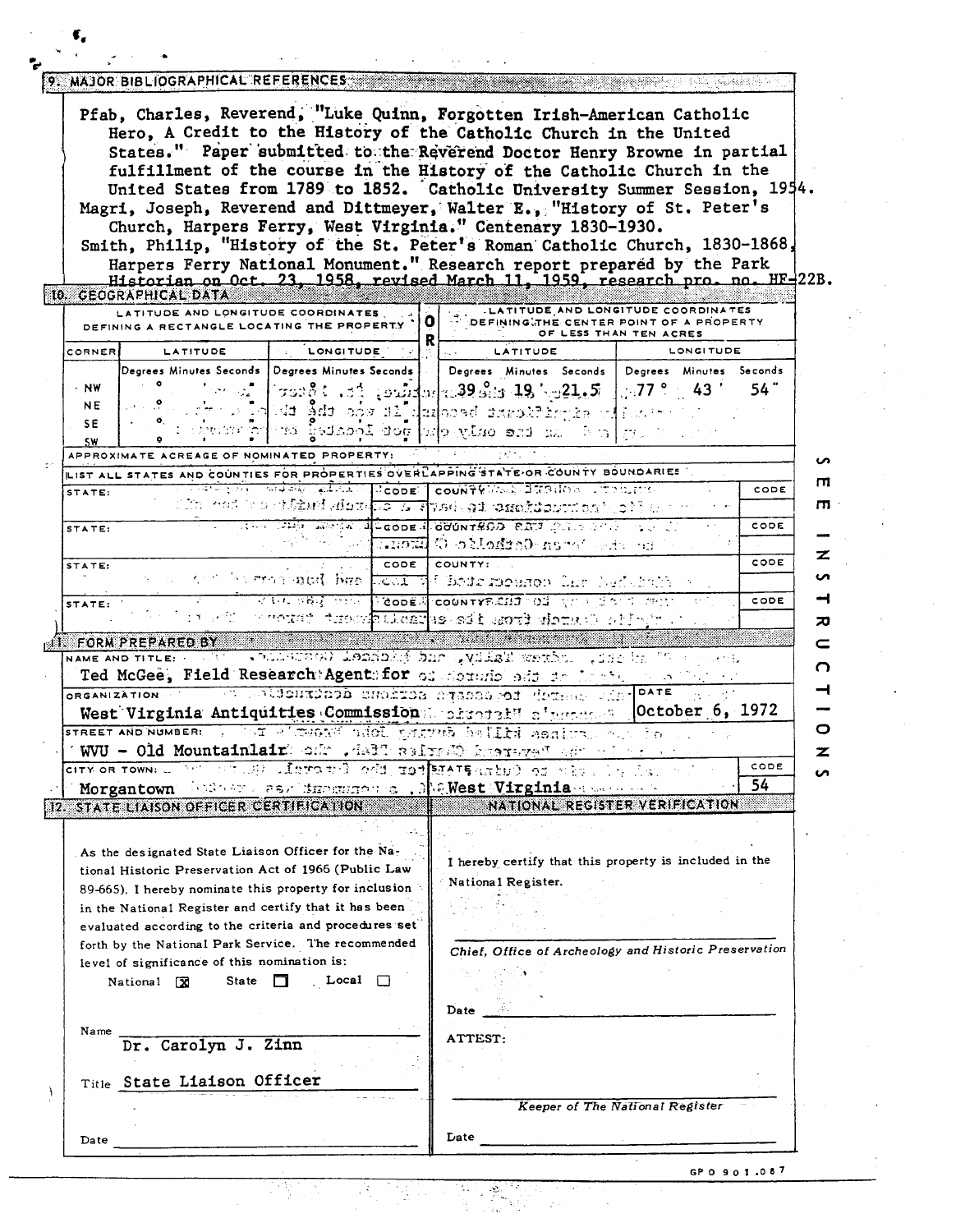## 9. MAJOR BIBLIOGRAPHICAL REFERENCES

Pfab, Charles, Reverend, "Luke Quinn, Forgotten Irish-American Catholic Hero, A Credit to the History of the Catholic Church in the United States." Paper submitted to the Reverend Doctor Henry Browne in partial fulfillment of the course in the History of the Catholic Church in the United States from 1789 to 1852. Catholic University Summer Session, 1954.

Magri, Joseph, Reverend and Dittmeyer, Walter E., "History of St. Peter's Church, Harpers Ferry, West Virginia." Centenary 1830-1930.

Smith, Philip, "History of the St. Peter's Roman Catholic Church, 1830-1868, Harpers Ferry National Monument." Research report prepared by the Park Historian on Oct. 23, 1958, revised March 11, 1959, research pro. no. HF-22B.

## 10. GEOGRAPHICAL DATA

| LATITUDE AND LONGITUDE COORDINATES DEFINING A RECTANGLE LOCATING THE PROPERTY | | | OR | LATITUDE AND LONGITUDE COORDINATES DEFINING THE CENTER POINT OF A PROPERTY OF LESS THAN TEN ACRES | |
|---|---|---|---|---|---|
| CORNER | LATITUDE | LONGITUDE | | LATITUDE | LONGITUDE |
| | Degrees Minutes Seconds | Degrees Minutes Seconds | | Degrees Minutes Seconds | Degrees Minutes Seconds |
| NW | ° ' " | ° ' " | | 39 ° 19 ' 21.5 " | 77 ° 43 ' 54 " |
| NE | ° ' " | ° ' " | | | |
| SE | ° ' " | ° ' " | | | |
| SW | ° ' " | ° ' " | | | |

APPROXIMATE ACREAGE OF NOMINATED PROPERTY:

LIST ALL STATES AND COUNTIES FOR PROPERTIES OVERLAPPING STATE OR COUNTY BOUNDARIES

| STATE: | CODE | COUNTY: | CODE |
|---|---|---|---|
| STATE: | CODE | COUNTY: | CODE |
| STATE: | CODE | COUNTY: | CODE |
| STATE: | CODE | COUNTY: | CODE |

SEE INSTRUCTIONS

## 11. FORM PREPARED BY

NAME AND TITLE:
Ted McGee, Field Research Agent for

ORGANIZATION: West Virginia Antiquities Commission

DATE: October 6, 1972

STREET AND NUMBER: WVU - Old Mountainlair

CITY OR TOWN: Morgantown

STATE: West Virginia

CODE: 54

## 12. STATE LIAISON OFFICER CERTIFICATION

As the designated State Liaison Officer for the National Historic Preservation Act of 1966 (Public Law 89-665), I hereby nominate this property for inclusion in the National Register and certify that it has been evaluated according to the criteria and procedures set forth by the National Park Service. The recommended level of significance of this nomination is:

National ☒ State ☐ Local ☐

Name: Dr. Carolyn J. Zinn

Title: State Liaison Officer

Date

## NATIONAL REGISTER VERIFICATION

I hereby certify that this property is included in the National Register.

*Chief, Office of Archeology and Historic Preservation*

Date

ATTEST:

*Keeper of The National Register*

Date

GPO 901.087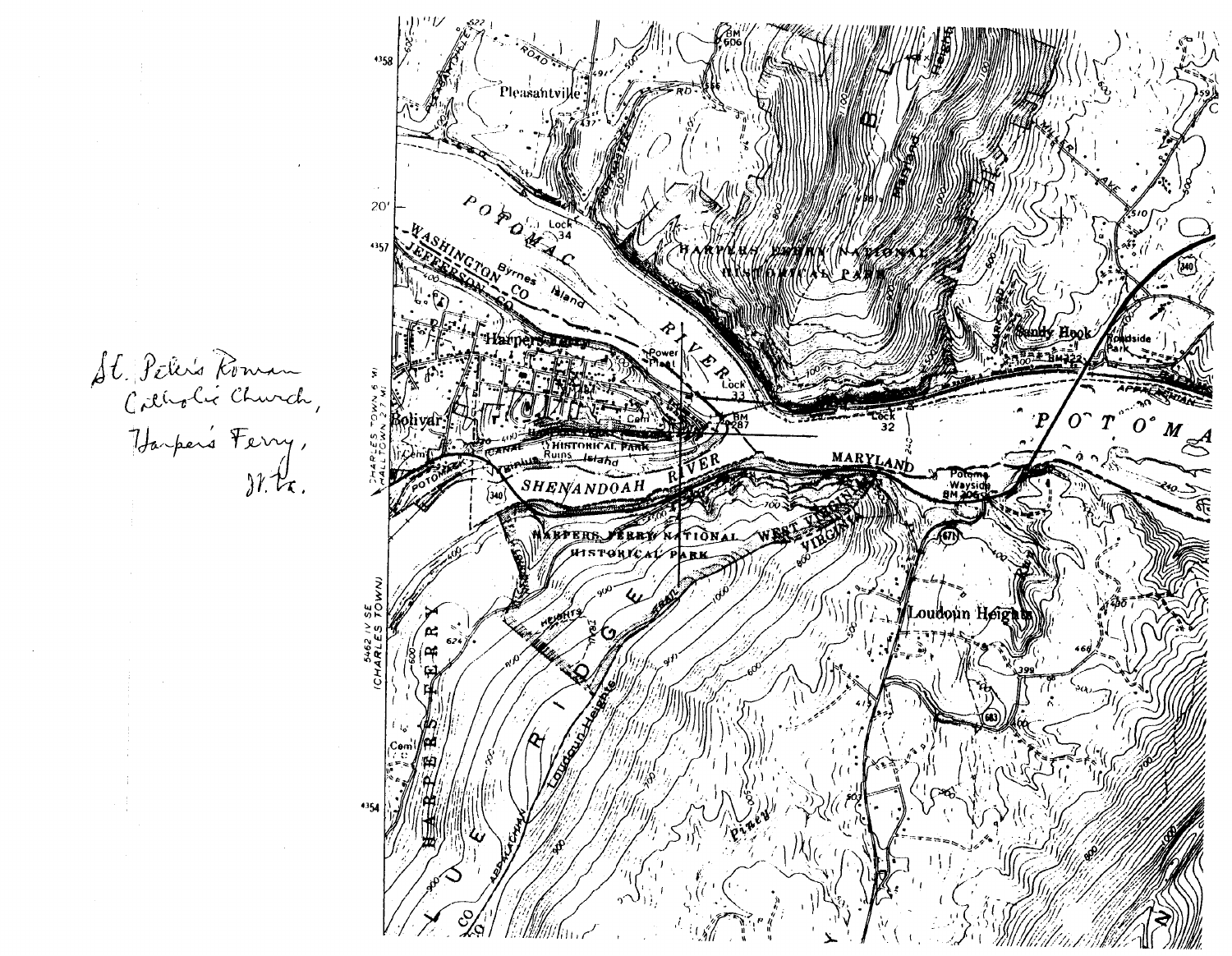St. Peter's Roman Catholic Church, Harper's Ferry, W. Va.